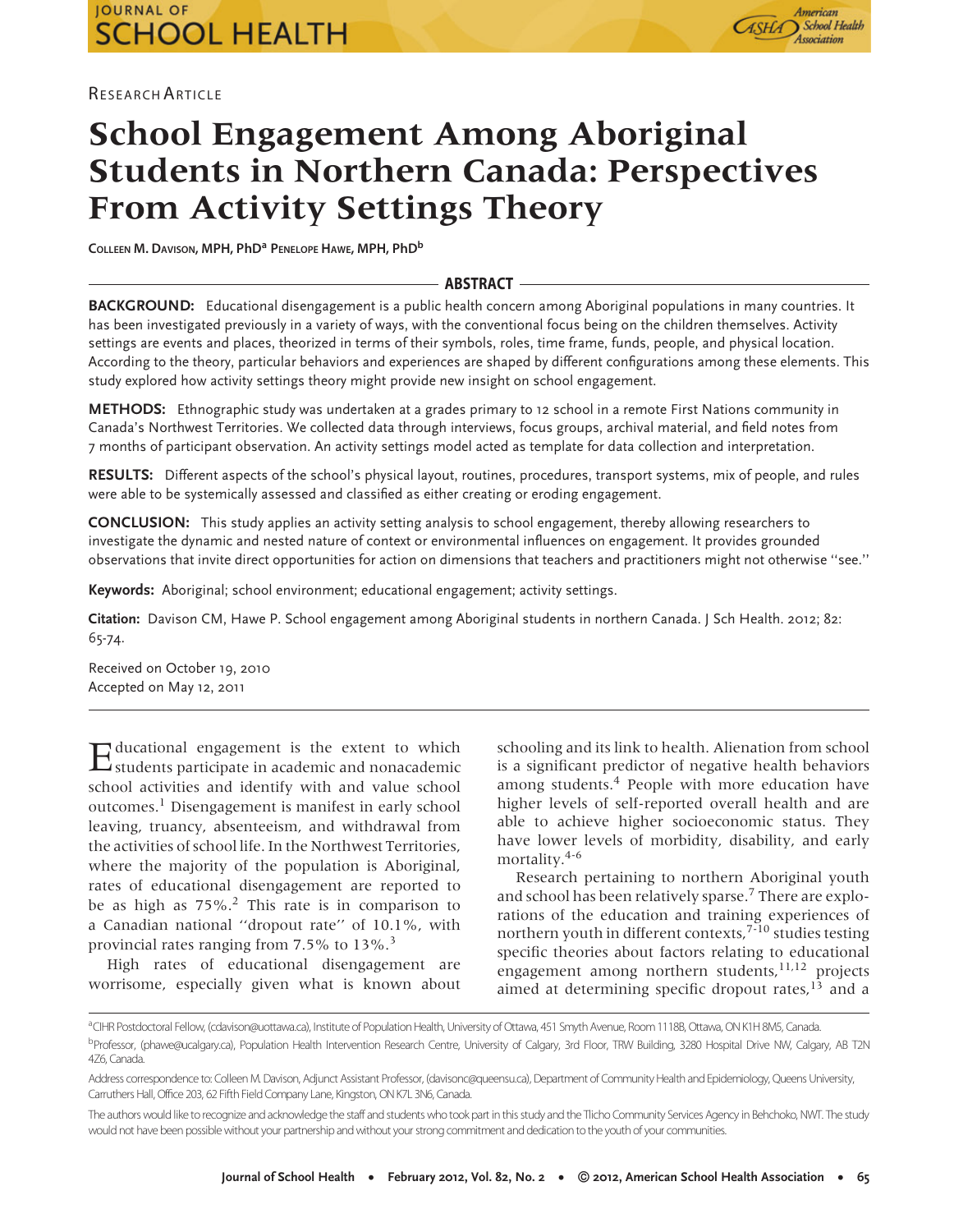Research Article

# School Engagement Among Aboriginal Students in Northern Canada: Perspectives From Activity Settings Theory

**Colleen M. Davison, MPH, PhD[a] Penelope Hawe, MPH, PhD[b]**

## ABSTRACT

**BACKGROUND:** Educational disengagement is a public health concern among Aboriginal populations in many countries. It has been investigated previously in a variety of ways, with the conventional focus being on the children themselves. Activity settings are events and places, theorized in terms of their symbols, roles, time frame, funds, people, and physical location. According to the theory, particular behaviors and experiences are shaped by different configurations among these elements. This study explored how activity settings theory might provide new insight on school engagement.

**METHODS:** Ethnographic study was undertaken at a grades primary to 12 school in a remote First Nations community in Canada's Northwest Territories. We collected data through interviews, focus groups, archival material, and field notes from 7 months of participant observation. An activity settings model acted as template for data collection and interpretation.

**RESULTS:** Different aspects of the school's physical layout, routines, procedures, transport systems, mix of people, and rules were able to be systemically assessed and classified as either creating or eroding engagement.

**CONCLUSION:** This study applies an activity setting analysis to school engagement, thereby allowing researchers to investigate the dynamic and nested nature of context or environmental influences on engagement. It provides grounded observations that invite direct opportunities for action on dimensions that teachers and practitioners might not otherwise "see."

**Keywords:** Aboriginal; school environment; educational engagement; activity settings.

**Citation:** Davison CM, Hawe P. School engagement among Aboriginal students in northern Canada. J Sch Health. 2012; 82: 65-74.

Received on October 19, 2010
Accepted on May 12, 2011

Educational engagement is the extent to which students participate in academic and nonacademic school activities and identify with and value school outcomes.[1] Disengagement is manifest in early school leaving, truancy, absenteeism, and withdrawal from the activities of school life. In the Northwest Territories, where the majority of the population is Aboriginal, rates of educational disengagement are reported to be as high as 75%.[2] This rate is in comparison to a Canadian national "dropout rate" of 10.1%, with provincial rates ranging from 7.5% to 13%.[3]

High rates of educational disengagement are worrisome, especially given what is known about schooling and its link to health. Alienation from school is a significant predictor of negative health behaviors among students.[4] People with more education have higher levels of self-reported overall health and are able to achieve higher socioeconomic status. They have lower levels of morbidity, disability, and early mortality.[4-6]

Research pertaining to northern Aboriginal youth and school has been relatively sparse.[7] There are explorations of the education and training experiences of northern youth in different contexts,[7-10] studies testing specific theories about factors relating to educational engagement among northern students,[11,12] projects aimed at determining specific dropout rates,[13] and a

[a]CIHR Postdoctoral Fellow, (cdavison@uottawa.ca), Institute of Population Health, University of Ottawa, 451 Smyth Avenue, Room 1118B, Ottawa, ON K1H 8M5, Canada.

[b]Professor, (phawe@ucalgary.ca), Population Health Intervention Research Centre, University of Calgary, 3rd Floor, TRW Building, 3280 Hospital Drive NW, Calgary, AB T2N 4Z6, Canada.

Address correspondence to: Colleen M. Davison, Adjunct Assistant Professor, (davisonc@queensu.ca), Department of Community Health and Epidemiology, Queens University, Carruthers Hall, Office 203, 62 Fifth Field Company Lane, Kingston, ON K7L 3N6, Canada.

The authors would like to recognize and acknowledge the staff and students who took part in this study and the Tlicho Community Services Agency in Behchoko, NWT. The study would not have been possible without your partnership and without your strong commitment and dedication to the youth of your communities.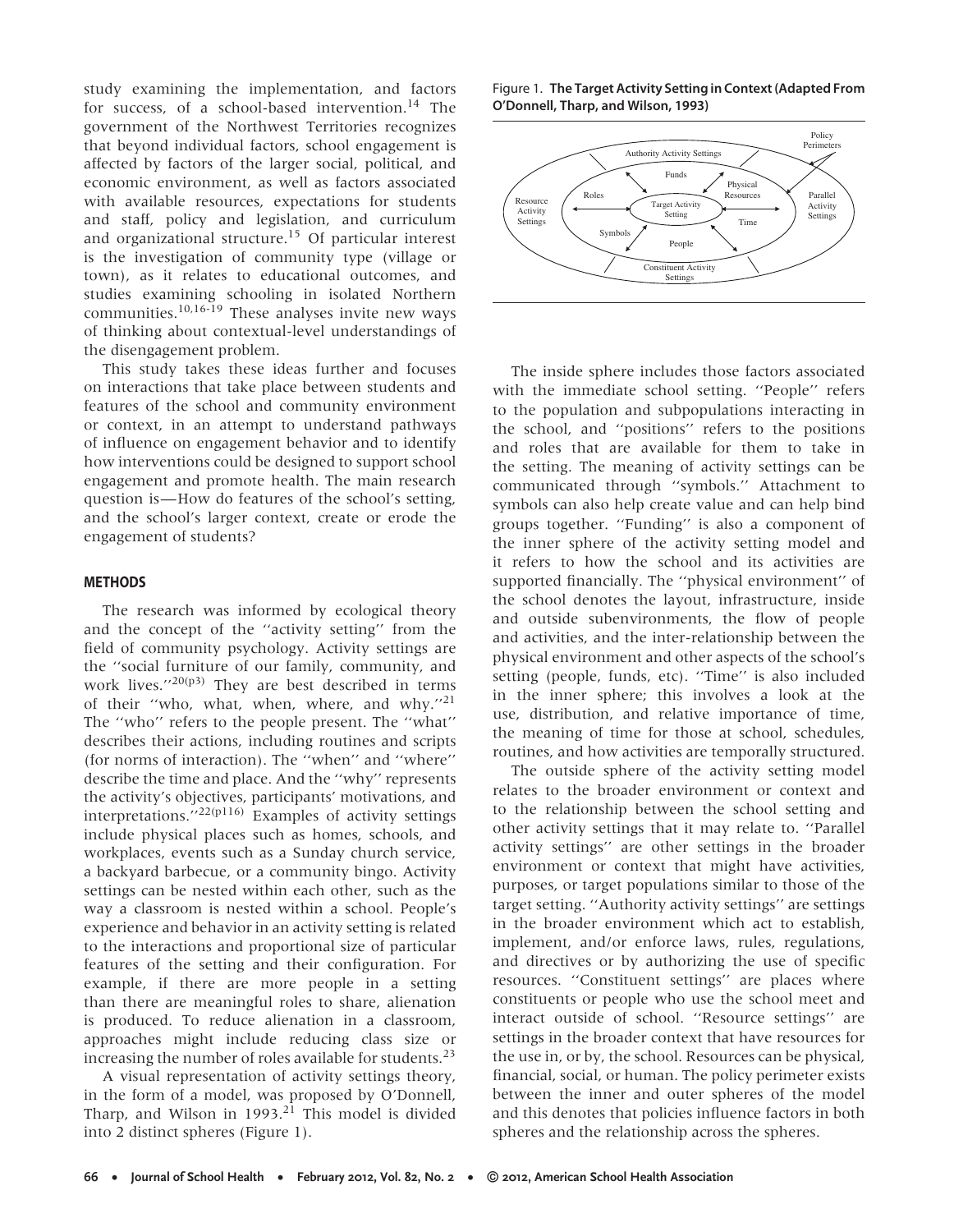study examining the implementation, and factors for success, of a school-based intervention.[14] The government of the Northwest Territories recognizes that beyond individual factors, school engagement is affected by factors of the larger social, political, and economic environment, as well as factors associated with available resources, expectations for students and staff, policy and legislation, and curriculum and organizational structure.[15] Of particular interest is the investigation of community type (village or town), as it relates to educational outcomes, and studies examining schooling in isolated Northern communities.[10,16-19] These analyses invite new ways of thinking about contextual-level understandings of the disengagement problem.

This study takes these ideas further and focuses on interactions that take place between students and features of the school and community environment or context, in an attempt to understand pathways of influence on engagement behavior and to identify how interventions could be designed to support school engagement and promote health. The main research question is—How do features of the school's setting, and the school's larger context, create or erode the engagement of students?

## METHODS

The research was informed by ecological theory and the concept of the ''activity setting'' from the field of community psychology. Activity settings are the ''social furniture of our family, community, and work lives.''[20(p3)] They are best described in terms of their ''who, what, when, where, and why.''[21] The ''who'' refers to the people present. The ''what'' describes their actions, including routines and scripts (for norms of interaction). The ''when'' and ''where'' describe the time and place. And the ''why'' represents the activity's objectives, participants' motivations, and interpretations.''[22(p116)] Examples of activity settings include physical places such as homes, schools, and workplaces, events such as a Sunday church service, a backyard barbecue, or a community bingo. Activity settings can be nested within each other, such as the way a classroom is nested within a school. People's experience and behavior in an activity setting is related to the interactions and proportional size of particular features of the setting and their configuration. For example, if there are more people in a setting than there are meaningful roles to share, alienation is produced. To reduce alienation in a classroom, approaches might include reducing class size or increasing the number of roles available for students.[23]

A visual representation of activity settings theory, in the form of a model, was proposed by O'Donnell, Tharp, and Wilson in 1993.[21] This model is divided into 2 distinct spheres (Figure 1).

**Figure 1. The Target Activity Setting in Context (Adapted From O'Donnell, Tharp, and Wilson, 1993)**

The inside sphere includes those factors associated with the immediate school setting. ''People'' refers to the population and subpopulations interacting in the school, and ''positions'' refers to the positions and roles that are available for them to take in the setting. The meaning of activity settings can be communicated through ''symbols.'' Attachment to symbols can also help create value and can help bind groups together. ''Funding'' is also a component of the inner sphere of the activity setting model and it refers to how the school and its activities are supported financially. The ''physical environment'' of the school denotes the layout, infrastructure, inside and outside subenvironments, the flow of people and activities, and the inter-relationship between the physical environment and other aspects of the school's setting (people, funds, etc). ''Time'' is also included in the inner sphere; this involves a look at the use, distribution, and relative importance of time, the meaning of time for those at school, schedules, routines, and how activities are temporally structured.

The outside sphere of the activity setting model relates to the broader environment or context and to the relationship between the school setting and other activity settings that it may relate to. ''Parallel activity settings'' are other settings in the broader environment or context that might have activities, purposes, or target populations similar to those of the target setting. ''Authority activity settings'' are settings in the broader environment which act to establish, implement, and/or enforce laws, rules, regulations, and directives or by authorizing the use of specific resources. ''Constituent settings'' are places where constituents or people who use the school meet and interact outside of school. ''Resource settings'' are settings in the broader context that have resources for the use in, or by, the school. Resources can be physical, financial, social, or human. The policy perimeter exists between the inner and outer spheres of the model and this denotes that policies influence factors in both spheres and the relationship across the spheres.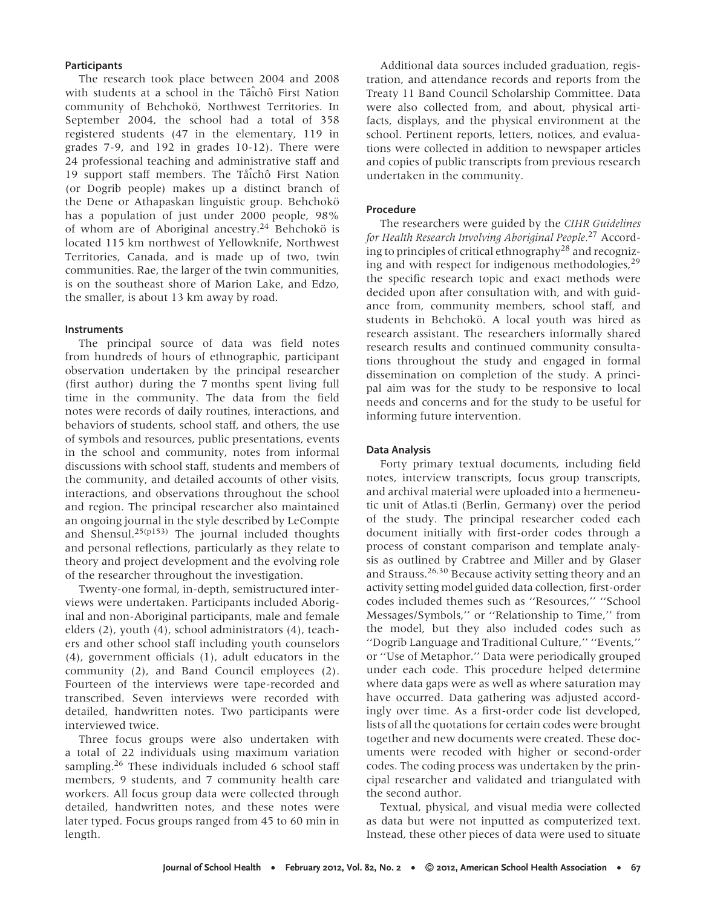### Participants

The research took place between 2004 and 2008 with students at a school in the Tåîchô First Nation community of Behchokö, Northwest Territories. In September 2004, the school had a total of 358 registered students (47 in the elementary, 119 in grades 7-9, and 192 in grades 10-12). There were 24 professional teaching and administrative staff and 19 support staff members. The Tåîchô First Nation (or Dogrib people) makes up a distinct branch of the Dene or Athapaskan linguistic group. Behchokö has a population of just under 2000 people, 98% of whom are of Aboriginal ancestry.[24] Behchokö is located 115 km northwest of Yellowknife, Northwest Territories, Canada, and is made up of two, twin communities. Rae, the larger of the twin communities, is on the southeast shore of Marion Lake, and Edzo, the smaller, is about 13 km away by road.

### Instruments

The principal source of data was field notes from hundreds of hours of ethnographic, participant observation undertaken by the principal researcher (first author) during the 7 months spent living full time in the community. The data from the field notes were records of daily routines, interactions, and behaviors of students, school staff, and others, the use of symbols and resources, public presentations, events in the school and community, notes from informal discussions with school staff, students and members of the community, and detailed accounts of other visits, interactions, and observations throughout the school and region. The principal researcher also maintained an ongoing journal in the style described by LeCompte and Shensul.[25(p153)] The journal included thoughts and personal reflections, particularly as they relate to theory and project development and the evolving role of the researcher throughout the investigation.

Twenty-one formal, in-depth, semistructured interviews were undertaken. Participants included Aboriginal and non-Aboriginal participants, male and female elders (2), youth (4), school administrators (4), teachers and other school staff including youth counselors (4), government officials (1), adult educators in the community (2), and Band Council employees (2). Fourteen of the interviews were tape-recorded and transcribed. Seven interviews were recorded with detailed, handwritten notes. Two participants were interviewed twice.

Three focus groups were also undertaken with a total of 22 individuals using maximum variation sampling.[26] These individuals included 6 school staff members, 9 students, and 7 community health care workers. All focus group data were collected through detailed, handwritten notes, and these notes were later typed. Focus groups ranged from 45 to 60 min in length.

Additional data sources included graduation, registration, and attendance records and reports from the Treaty 11 Band Council Scholarship Committee. Data were also collected from, and about, physical artifacts, displays, and the physical environment at the school. Pertinent reports, letters, notices, and evaluations were collected in addition to newspaper articles and copies of public transcripts from previous research undertaken in the community.

### Procedure

The researchers were guided by the *CIHR Guidelines for Health Research Involving Aboriginal People*.[27] According to principles of critical ethnography[28] and recognizing and with respect for indigenous methodologies,[29] the specific research topic and exact methods were decided upon after consultation with, and with guidance from, community members, school staff, and students in Behchokö. A local youth was hired as research assistant. The researchers informally shared research results and continued community consultations throughout the study and engaged in formal dissemination on completion of the study. A principal aim was for the study to be responsive to local needs and concerns and for the study to be useful for informing future intervention.

### Data Analysis

Forty primary textual documents, including field notes, interview transcripts, focus group transcripts, and archival material were uploaded into a hermeneutic unit of Atlas.ti (Berlin, Germany) over the period of the study. The principal researcher coded each document initially with first-order codes through a process of constant comparison and template analysis as outlined by Crabtree and Miller and by Glaser and Strauss.[26,30] Because activity setting theory and an activity setting model guided data collection, first-order codes included themes such as ''Resources,'' ''School Messages/Symbols,'' or ''Relationship to Time,'' from the model, but they also included codes such as ''Dogrib Language and Traditional Culture,'' ''Events,'' or ''Use of Metaphor.'' Data were periodically grouped under each code. This procedure helped determine where data gaps were as well as where saturation may have occurred. Data gathering was adjusted accordingly over time. As a first-order code list developed, lists of all the quotations for certain codes were brought together and new documents were created. These documents were recoded with higher or second-order codes. The coding process was undertaken by the principal researcher and validated and triangulated with the second author.

Textual, physical, and visual media were collected as data but were not inputted as computerized text. Instead, these other pieces of data were used to situate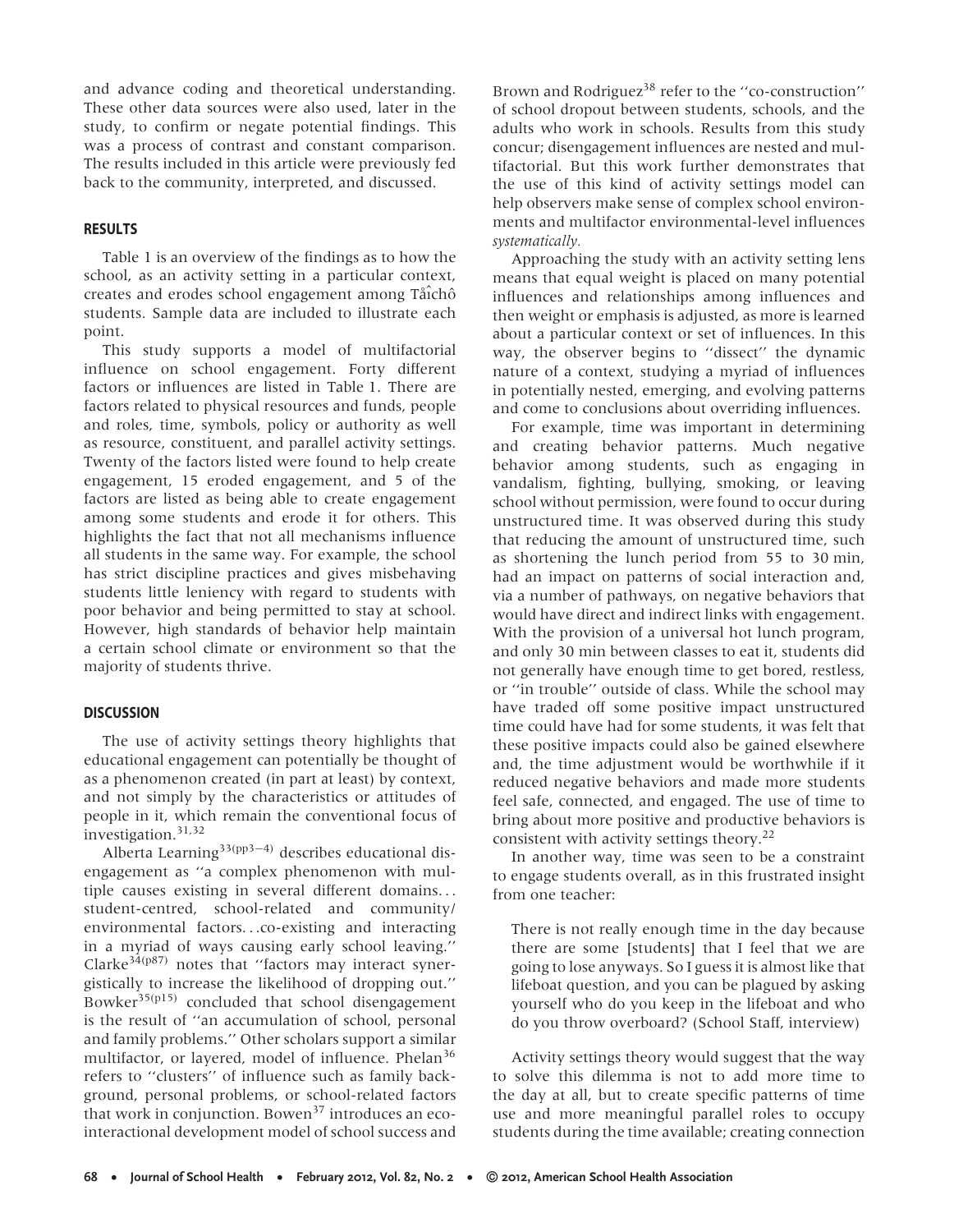and advance coding and theoretical understanding. These other data sources were also used, later in the study, to confirm or negate potential findings. This was a process of contrast and constant comparison. The results included in this article were previously fed back to the community, interpreted, and discussed.

## RESULTS

Table 1 is an overview of the findings as to how the school, as an activity setting in a particular context, creates and erodes school engagement among Tåîchô students. Sample data are included to illustrate each point.

This study supports a model of multifactorial influence on school engagement. Forty different factors or influences are listed in Table 1. There are factors related to physical resources and funds, people and roles, time, symbols, policy or authority as well as resource, constituent, and parallel activity settings. Twenty of the factors listed were found to help create engagement, 15 eroded engagement, and 5 of the factors are listed as being able to create engagement among some students and erode it for others. This highlights the fact that not all mechanisms influence all students in the same way. For example, the school has strict discipline practices and gives misbehaving students little leniency with regard to students with poor behavior and being permitted to stay at school. However, high standards of behavior help maintain a certain school climate or environment so that the majority of students thrive.

## DISCUSSION

The use of activity settings theory highlights that educational engagement can potentially be thought of as a phenomenon created (in part at least) by context, and not simply by the characteristics or attitudes of people in it, which remain the conventional focus of investigation.[31,32]

Alberta Learning[33(pp3–4)] describes educational disengagement as ''a complex phenomenon with multiple causes existing in several different domains… student-centred, school-related and community/environmental factors…co-existing and interacting in a myriad of ways causing early school leaving.'' Clarke[34(p87)] notes that ''factors may interact synergistically to increase the likelihood of dropping out.'' Bowker[35(p15)] concluded that school disengagement is the result of ''an accumulation of school, personal and family problems.'' Other scholars support a similar multifactor, or layered, model of influence. Phelan[36] refers to ''clusters'' of influence such as family background, personal problems, or school-related factors that work in conjunction. Bowen[37] introduces an eco-interactional development model of school success and Brown and Rodriguez[38] refer to the ''co-construction'' of school dropout between students, schools, and the adults who work in schools. Results from this study concur; disengagement influences are nested and multifactorial. But this work further demonstrates that the use of this kind of activity settings model can help observers make sense of complex school environments and multifactor environmental-level influences *systematically.*

Approaching the study with an activity setting lens means that equal weight is placed on many potential influences and relationships among influences and then weight or emphasis is adjusted, as more is learned about a particular context or set of influences. In this way, the observer begins to ''dissect'' the dynamic nature of a context, studying a myriad of influences in potentially nested, emerging, and evolving patterns and come to conclusions about overriding influences.

For example, time was important in determining and creating behavior patterns. Much negative behavior among students, such as engaging in vandalism, fighting, bullying, smoking, or leaving school without permission, were found to occur during unstructured time. It was observed during this study that reducing the amount of unstructured time, such as shortening the lunch period from 55 to 30 min, had an impact on patterns of social interaction and, via a number of pathways, on negative behaviors that would have direct and indirect links with engagement. With the provision of a universal hot lunch program, and only 30 min between classes to eat it, students did not generally have enough time to get bored, restless, or ''in trouble'' outside of class. While the school may have traded off some positive impact unstructured time could have had for some students, it was felt that these positive impacts could also be gained elsewhere and, the time adjustment would be worthwhile if it reduced negative behaviors and made more students feel safe, connected, and engaged. The use of time to bring about more positive and productive behaviors is consistent with activity settings theory.[22]

In another way, time was seen to be a constraint to engage students overall, as in this frustrated insight from one teacher:

> There is not really enough time in the day because there are some [students] that I feel that we are going to lose anyways. So I guess it is almost like that lifeboat question, and you can be plagued by asking yourself who do you keep in the lifeboat and who do you throw overboard? (School Staff, interview)

Activity settings theory would suggest that the way to solve this dilemma is not to add more time to the day at all, but to create specific patterns of time use and more meaningful parallel roles to occupy students during the time available; creating connection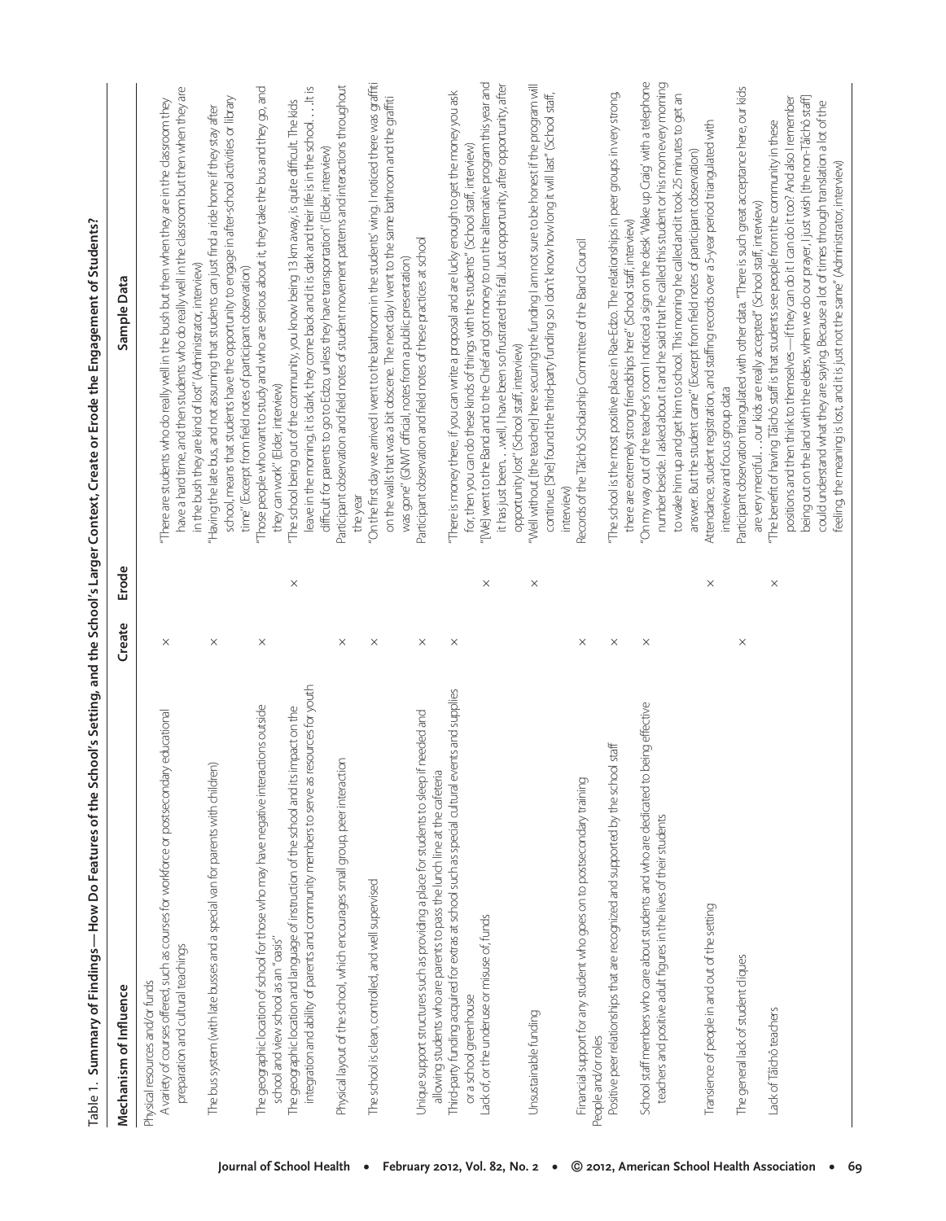Table 1. Summary of Findings—How Do Features of the School's Setting, and the School's Larger Context, Create or Erode the Engagement of Students?

| Mechanism of Influence | Create | Erode | Sample Data |
|---|---|---|---|
| Physical resources and/or funds | | | |
| A variety of courses offered, such as courses for workforce or postsecondary educational preparation and cultural teachings | × | | "There are students who do really well in the bush but then when they are in the classroom they have a hard time, and then students who do really well in the classroom but then when they are in the bush they are kind of lost" (Administrator, interview) |
| The bus system (with late busses and a special van for parents with children) | × | | "Having the late bus, and not assuming that students can just find a ride home if they stay after school, means that students have the opportunity to engage in after-school activities or library time" (Excerpt from field notes of participant observation) |
| The geographic location of school for those who may have negative interactions outside school and view school as an "oasis" | × | | "Those people who want to study and who are serious about it, they take the bus and they go, and they can work" (Elder, interview) |
| The geographic location and language of instruction of the school and its impact on the integration and ability of parents and community members to serve as resources for youth | | × | "The school being out of the community, you know being 13 km away, is quite difficult. The kids leave in the morning, it is dark, they come back and it is dark and their life is in the school . . . It is difficult for parents to go to Edzo, unless they have transportation" (Elder, interview) |
| Physical layout of the school, which encourages small group, peer interaction | × | | Participant observation and field notes of student movement patterns and interactions throughout the year |
| The school is clean, controlled, and well supervised | × | | "On the first day we arrived I went to the bathroom in the students' wing. I noticed there was graffiti on the walls that was a bit obscene. The next day I went to the same bathroom and the graffiti was gone" (GNWT official, notes from a public presentation) |
| Unique support structures such as providing a place for students to sleep if needed and allowing students who are parents to pass the lunch line at the cafeteria | × | | Participant observation and field notes of these practices at school |
| Third-party funding acquired for extras at school such as special cultural events and supplies or a school greenhouse | × | | "There is money there, if you can write a proposal and are lucky enough to get the money you ask for, then you can do these kinds of things with the students" (School staff, interview) |
| Lack of, or the underuse or misuse of, funds | | × | "[We] went to the Band and to the Chief and got money to run the alternative program this year and it has just been . . . well, I have been so frustrated this fall. Just opportunity, after opportunity, after opportunity lost" (School staff, interview) |
| Unsustainable funding | | × | "Well without [the teacher] here securing the funding I am not sure to be honest if the program will continue. [She] found the third-party funding so I don't know how long it will last" (School staff, interview) |
| Financial support for any student who goes on to postsecondary training | × | | Records of the Tłı̨chǫ Scholarship Committee of the Band Council |
| People and/or roles | | | |
| Positive peer relationships that are recognized and supported by the school staff | × | | "The school is the most positive place in Rae-Edzo. The relationships in peer groups in very strong, there are extremely strong friendships here" (School staff, interview) |
| School staff members who care about students and who are dedicated to being effective teachers and positive adult figures in the lives of their students | × | | "On my way out of the teacher's room I noticed a sign on the desk 'Wake up Craig' with a telephone number beside. I asked about it and he said that he called this student or his mom every morning to wake him up and get him to school. This morning he called and it took 25 minutes to get an answer. But the student came" (Excerpt from field notes of participant observation) |
| Transience of people in and out of the setting | | × | Attendance, student registration, and staffing records over a 5-year period triangulated with interview and focus group data |
| The general lack of student cliques | × | | Participant observation triangulated with other data. "There is such great acceptance here, our kids are very merciful. . . our kids are really accepted" (School staff, interview) |
| Lack of Tłı̨chǫ teachers | | × | "The benefit of having Tłı̨chǫ staff is that students see people from the community in these positions and then think to themselves—if they can do it I can do it too? And also I remember being out on the land with the elders, when we do our prayer, I just wish [the non-Tłı̨chǫ staff] could understand what they are saying. Because a lot of times through translation a lot of the feeling, the meaning is lost, and it is just not the same" (Administrator, interview) |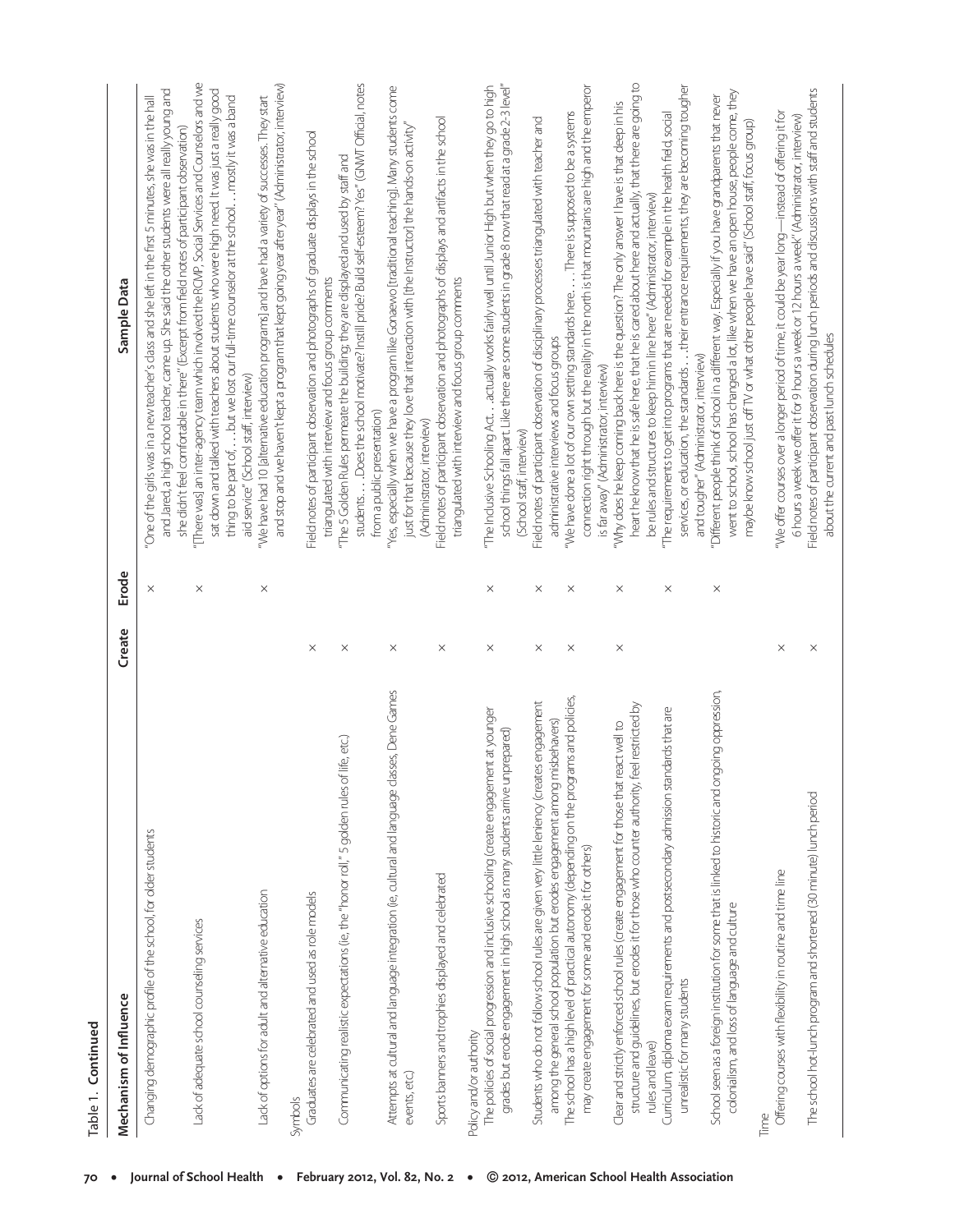**Table 1. Continued**

| Mechanism of Influence | Create | Erode | Sample Data |
|---|---|---|---|
| Changing demographic profile of the school, for older students | | × | "One of the girls was in a new teacher's class and she left in the first 5 minutes, she was in the hall and Jared, a high school teacher, came up. She said the other students were all really young and she didn't feel comfortable in there" (Excerpt from field notes of participant observation) |
| Lack of adequate school counseling services | | × | "[There was] an inter-agency team which involved the RCMP, Social Services and Counselors and we sat down and talked with teachers about students who were high need. It was just a really good thing to be part of, . . . but we lost our full-time counselor at the school . . . mostly it was a band aid service" (School staff, interview) |
| Lack of options for adult and alternative education | | × | "We have had 10 [alternative education programs] and have had a variety of successes. They start and stop and we haven't kept a program that kept going year after year" (Administrator, interview) |
| Symbols | | | |
| Graduates are celebrated and used as role models | × | | Field notes of participant observation and photographs of graduate displays in the school triangulated with interview and focus group comments |
| Communicating realistic expectations (ie, the "honor roll," 5 golden rules of life, etc.) | × | | "The 5 Golden Rules permeate the building; they are displayed and used by staff and students. . . . Does the school motivate? Instill pride? Build self-esteem? Yes" (GNWT Official, notes from a public presentation) |
| Attempts at cultural and language integration (ie, cultural and language classes, Dene Games events, etc.) | × | | "Yes, especially when we have a program like Gonaewo [traditional teaching]. Many students come just for that because they love that interaction with [the Instructor] the hands-on activity" (Administrator, interview) |
| Sports banners and trophies displayed and celebrated | × | | Field notes of participant observation and photographs of displays and artifacts in the school triangulated with interview and focus group comments |
| Policy and/or authority | | | |
| The policies of social progression and inclusive schooling (create engagement at younger grades but erode engagement in high school as many students arrive unprepared) | × | × | "The Inclusive Schooling Act . . . actually works fairly well until Junior High but when they go to high school things fall apart. Like there are some students in grade 8 now that read at a grade 2-3 level" (School staff, interview) |
| Students who do not follow school rules are given very little leniency (creates engagement among the general school population but erodes engagement among misbehavers) | × | × | Field notes of participant observation of disciplinary processes triangulated with teacher and administrative interviews and focus groups |
| The school has a high level of practical autonomy (depending on the programs and policies, may create engagement for some and erode it for others) | × | × | "We have done a lot of our own setting standards here. . . . There is supposed to be a systems connection right through but the reality in the north is that mountains are high and the emperor is far away" (Administrator, interview) |
| Clear and strictly enforced school rules (create engagement for those that react well to structure and guidelines, but erodes it for those who counter authority, feel restricted by rules and leave) | × | × | "Why does he keep coming back here is the question? The only answer I have is that deep in his heart he know that he is safe here, that he is cared about here and actually, that there are going to be rules and structures to keep him in line here" (Administrator, interview) |
| Curriculum, diploma exam requirements and postsecondary admission standards that are unrealistic for many students | | × | "The requirements to get into programs that are needed for example in the health field, social services, or education, the standards . . . their entrance requirements, they are becoming tougher and tougher" (Administrator, interview) |
| School seen as a foreign institution for some that is linked to historic and ongoing oppression, colonialism, and loss of language and culture | | × | "Different people think of school in a different way. Especially if you have grandparents that never went to school, school has changed a lot, like when we have an open house, people come, they maybe know school just off TV or what other people have said" (School staff, focus group) |
| Time | | | |
| Offering courses with flexibility in routine and time line | × | | "We offer courses over a longer period of time, it could be year long—instead of offering it for 6 hours a week we offer it for 9 hours a week or 12 hours a week" (Administrator, interview) |
| The school hot-lunch program and shortened (30 minute) lunch period | × | | Field notes of participant observation during lunch periods and discussions with staff and students about the current and past lunch schedules |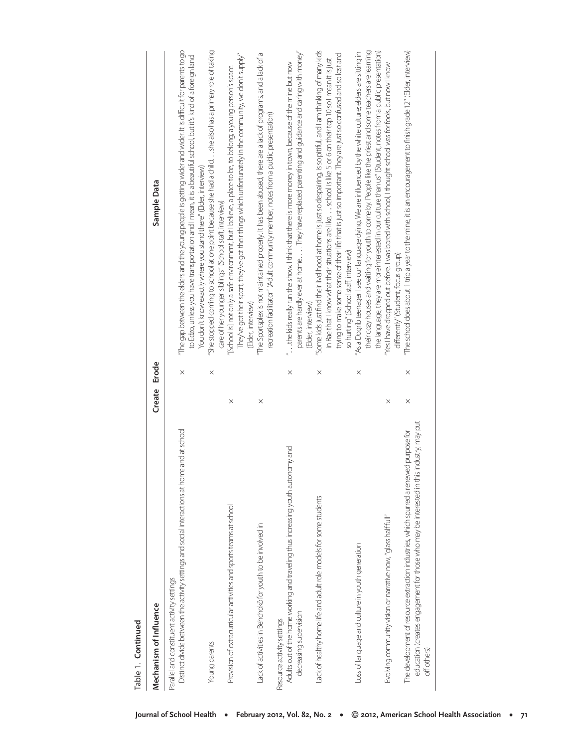Table 1. Continued

| Mechanism of Influence | Create | Erode | Sample Data |
|---|---|---|---|
| Parallel and constituent activity settings | | | |
| Distinct divide between the activity settings and social interactions at home and at school | | × | "The gap between the elders and the young people is getting wider and wider. It is difficult for parents to go to Edzo, unless you have transportation and I mean, it is a beautiful school, but it's kind of a foreign land. You don't know exactly where you stand there" (Elder, interview) |
| Young parents | | × | "She stopped coming to school at one point because she had a child. . . she also has a primary role of taking care of her younger siblings" (School staff, interview) |
| Provision of extracurricular activities and sports teams at school | × | | "[School is] not only a safe environment, but I believe, a place to be, to belong; a young person's space. They've got their sport, they've got their things which unfortunately in the community, we don't supply" (Elder, interview) |
| Lack of activities in Behchokö for youth to be involved in | × | | "The Sportsplex is not maintained properly. It has been abused, there are a lack of programs, and a lack of a recreation facilitator" (Adult community member, notes from a public presentation) |
| Resource activity settings | | | |
| Adults out of the home working and traveling thus increasing youth autonomy and decreasing supervision | | × | ". . . the kids really run the show. I think that there is more money in town, because of the mine but now parents are hardly ever at home. . . . They have replaced parenting and guidance and caring with money" (Elder, interview) |
| Lack of healthy home life and adult role models for some students | | × | "Some kids just find their livelihood at home is just so despairing, is so pitiful, and I am thinking of many kids in Rae that I know what their situations are like. . . school is like 5 or 6 on their top 10 so I mean it is just trying to make some sense of their life that is just so important. They are just so confused and so lost and so hurting" (School staff, interview) |
| Loss of language and culture in youth generation | | × | "As a Dogrib teenager I see our language dying. We are influenced by the white culture; elders are sitting in their cozy houses and waiting for youth to come by. People like the priest and some teachers are learning the language, they are more interested in our culture than us" (Student, notes from a public presentation) |
| Evolving community vision or narrative now, "glass half full" | × | | "Yes I have dropped out before. I was bored with school, I thought school was for fools, but now I know differently" (Student, focus group) |
| The development of resource extraction industries, which spurred a renewed purpose for education (creates engagement for those who may be interested in this industry, may put off others) | × | × | "The school does about 1 trip a year to the mine, it is an encouragement to finish grade 12" (Elder, interview) |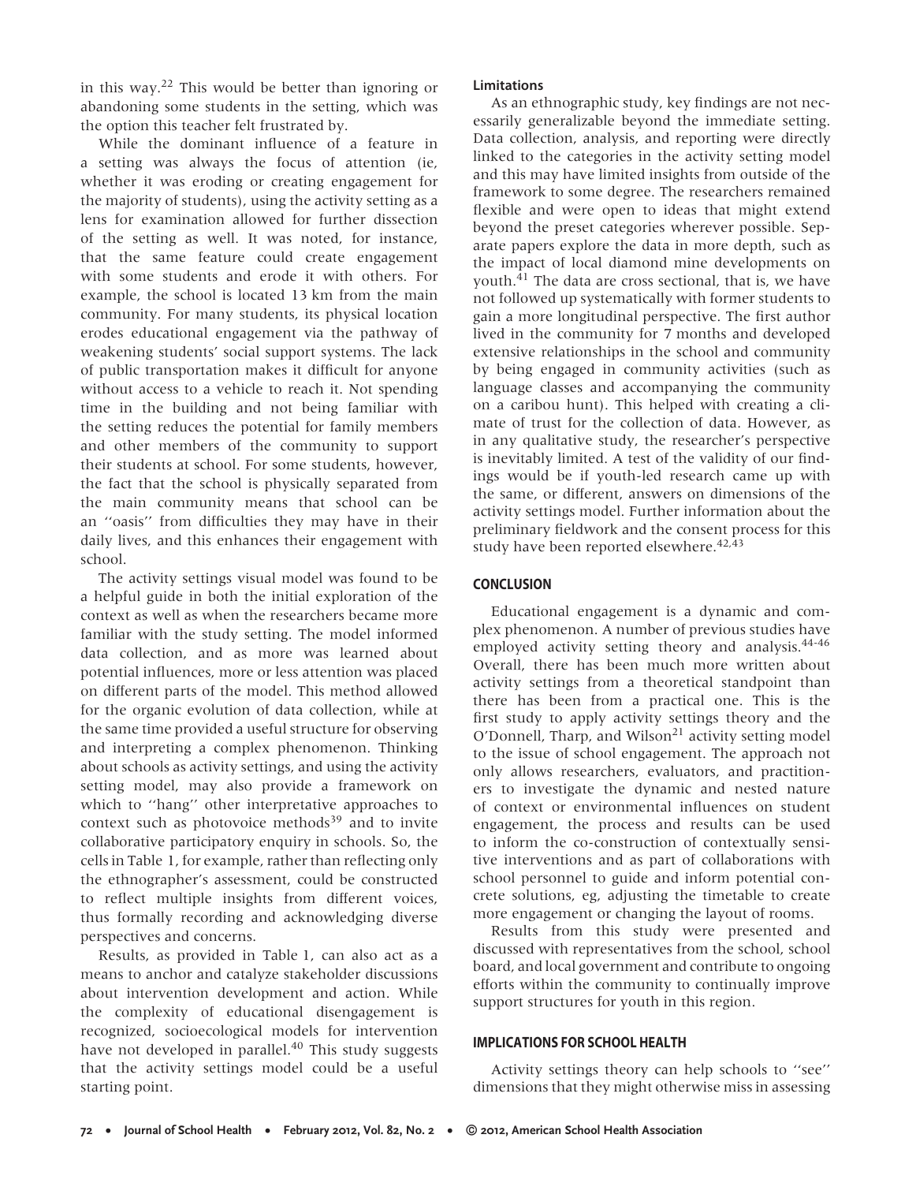in this way.[22] This would be better than ignoring or abandoning some students in the setting, which was the option this teacher felt frustrated by.

While the dominant influence of a feature in a setting was always the focus of attention (ie, whether it was eroding or creating engagement for the majority of students), using the activity setting as a lens for examination allowed for further dissection of the setting as well. It was noted, for instance, that the same feature could create engagement with some students and erode it with others. For example, the school is located 13 km from the main community. For many students, its physical location erodes educational engagement via the pathway of weakening students' social support systems. The lack of public transportation makes it difficult for anyone without access to a vehicle to reach it. Not spending time in the building and not being familiar with the setting reduces the potential for family members and other members of the community to support their students at school. For some students, however, the fact that the school is physically separated from the main community means that school can be an ''oasis'' from difficulties they may have in their daily lives, and this enhances their engagement with school.

The activity settings visual model was found to be a helpful guide in both the initial exploration of the context as well as when the researchers became more familiar with the study setting. The model informed data collection, and as more was learned about potential influences, more or less attention was placed on different parts of the model. This method allowed for the organic evolution of data collection, while at the same time provided a useful structure for observing and interpreting a complex phenomenon. Thinking about schools as activity settings, and using the activity setting model, may also provide a framework on which to ''hang'' other interpretative approaches to context such as photovoice methods[39] and to invite collaborative participatory enquiry in schools. So, the cells in Table 1, for example, rather than reflecting only the ethnographer's assessment, could be constructed to reflect multiple insights from different voices, thus formally recording and acknowledging diverse perspectives and concerns.

Results, as provided in Table 1, can also act as a means to anchor and catalyze stakeholder discussions about intervention development and action. While the complexity of educational disengagement is recognized, socioecological models for intervention have not developed in parallel.[40] This study suggests that the activity settings model could be a useful starting point.

### Limitations

As an ethnographic study, key findings are not necessarily generalizable beyond the immediate setting. Data collection, analysis, and reporting were directly linked to the categories in the activity setting model and this may have limited insights from outside of the framework to some degree. The researchers remained flexible and were open to ideas that might extend beyond the preset categories wherever possible. Separate papers explore the data in more depth, such as the impact of local diamond mine developments on youth.[41] The data are cross sectional, that is, we have not followed up systematically with former students to gain a more longitudinal perspective. The first author lived in the community for 7 months and developed extensive relationships in the school and community by being engaged in community activities (such as language classes and accompanying the community on a caribou hunt). This helped with creating a climate of trust for the collection of data. However, as in any qualitative study, the researcher's perspective is inevitably limited. A test of the validity of our findings would be if youth-led research came up with the same, or different, answers on dimensions of the activity settings model. Further information about the preliminary fieldwork and the consent process for this study have been reported elsewhere.[42,43]

## CONCLUSION

Educational engagement is a dynamic and complex phenomenon. A number of previous studies have employed activity setting theory and analysis.[44-46] Overall, there has been much more written about activity settings from a theoretical standpoint than there has been from a practical one. This is the first study to apply activity settings theory and the O'Donnell, Tharp, and Wilson[21] activity setting model to the issue of school engagement. The approach not only allows researchers, evaluators, and practitioners to investigate the dynamic and nested nature of context or environmental influences on student engagement, the process and results can be used to inform the co-construction of contextually sensitive interventions and as part of collaborations with school personnel to guide and inform potential concrete solutions, eg, adjusting the timetable to create more engagement or changing the layout of rooms.

Results from this study were presented and discussed with representatives from the school, school board, and local government and contribute to ongoing efforts within the community to continually improve support structures for youth in this region.

## IMPLICATIONS FOR SCHOOL HEALTH

Activity settings theory can help schools to ''see'' dimensions that they might otherwise miss in assessing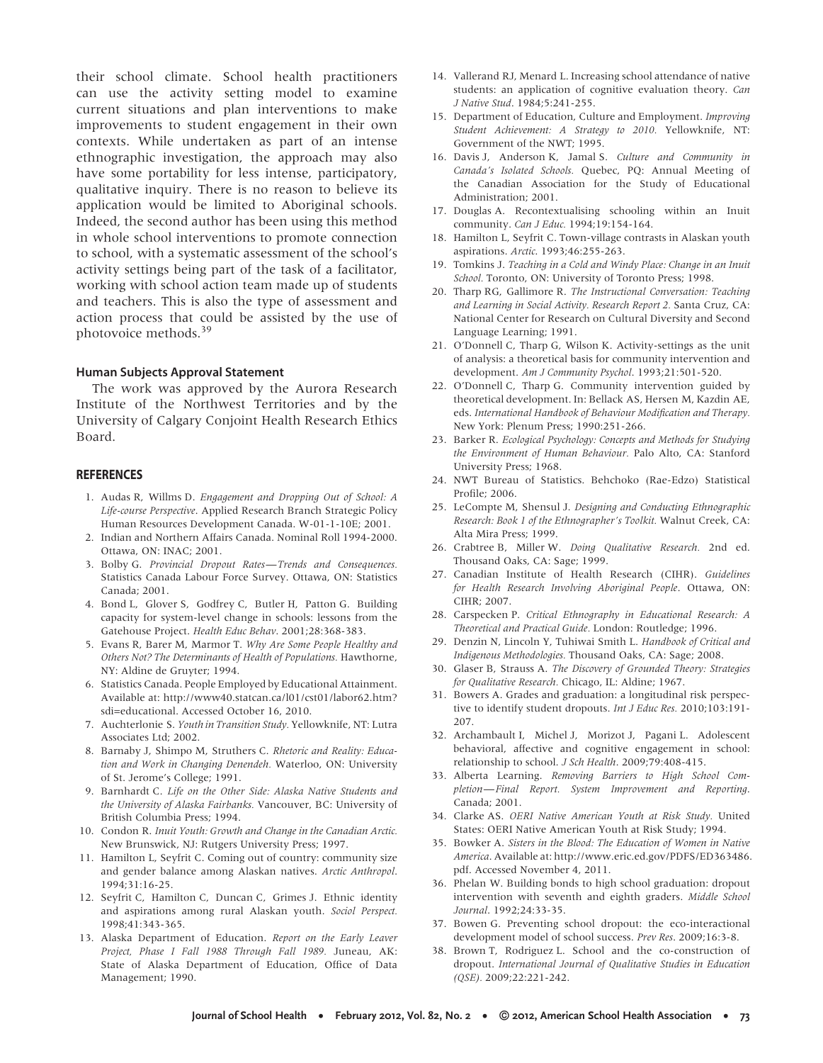their school climate. School health practitioners can use the activity setting model to examine current situations and plan interventions to make improvements to student engagement in their own contexts. While undertaken as part of an intense ethnographic investigation, the approach may also have some portability for less intense, participatory, qualitative inquiry. There is no reason to believe its application would be limited to Aboriginal schools. Indeed, the second author has been using this method in whole school interventions to promote connection to school, with a systematic assessment of the school's activity settings being part of the task of a facilitator, working with school action team made up of students and teachers. This is also the type of assessment and action process that could be assisted by the use of photovoice methods.[39]

### Human Subjects Approval Statement

The work was approved by the Aurora Research Institute of the Northwest Territories and by the University of Calgary Conjoint Health Research Ethics Board.

## REFERENCES

1. Audas R, Willms D. *Engagement and Dropping Out of School: A Life-course Perspective*. Applied Research Branch Strategic Policy Human Resources Development Canada. W-01-1-10E; 2001.
2. Indian and Northern Affairs Canada. Nominal Roll 1994-2000. Ottawa, ON: INAC; 2001.
3. Bolby G. *Provincial Dropout Rates—Trends and Consequences.* Statistics Canada Labour Force Survey. Ottawa, ON: Statistics Canada; 2001.
4. Bond L, Glover S, Godfrey C, Butler H, Patton G. Building capacity for system-level change in schools: lessons from the Gatehouse Project. *Health Educ Behav*. 2001;28:368-383.
5. Evans R, Barer M, Marmor T. *Why Are Some People Healthy and Others Not? The Determinants of Health of Populations.* Hawthorne, NY: Aldine de Gruyter; 1994.
6. Statistics Canada. People Employed by Educational Attainment. Available at: http://www40.statcan.ca/l01/cst01/labor62.htm?sdi=educational. Accessed October 16, 2010.
7. Auchterlonie S. *Youth in Transition Study.* Yellowknife, NT: Lutra Associates Ltd; 2002.
8. Barnaby J, Shimpo M, Struthers C. *Rhetoric and Reality: Education and Work in Changing Denendeh.* Waterloo, ON: University of St. Jerome's College; 1991.
9. Barnhardt C. *Life on the Other Side: Alaska Native Students and the University of Alaska Fairbanks.* Vancouver, BC: University of British Columbia Press; 1994.
10. Condon R. *Inuit Youth: Growth and Change in the Canadian Arctic.* New Brunswick, NJ: Rutgers University Press; 1997.
11. Hamilton L, Seyfrit C. Coming out of country: community size and gender balance among Alaskan natives. *Arctic Anthropol*. 1994;31:16-25.
12. Seyfrit C, Hamilton C, Duncan C, Grimes J. Ethnic identity and aspirations among rural Alaskan youth. *Sociol Perspect.* 1998;41:343-365.
13. Alaska Department of Education. *Report on the Early Leaver Project, Phase I Fall 1988 Through Fall 1989.* Juneau, AK: State of Alaska Department of Education, Office of Data Management; 1990.
14. Vallerand RJ, Menard L. Increasing school attendance of native students: an application of cognitive evaluation theory. *Can J Native Stud*. 1984;5:241-255.
15. Department of Education, Culture and Employment. *Improving Student Achievement: A Strategy to 2010.* Yellowknife, NT: Government of the NWT; 1995.
16. Davis J, Anderson K, Jamal S. *Culture and Community in Canada's Isolated Schools.* Quebec, PQ: Annual Meeting of the Canadian Association for the Study of Educational Administration; 2001.
17. Douglas A. Recontextualising schooling within an Inuit community. *Can J Educ.* 1994;19:154-164.
18. Hamilton L, Seyfrit C. Town-village contrasts in Alaskan youth aspirations. *Arctic.* 1993;46:255-263.
19. Tomkins J. *Teaching in a Cold and Windy Place: Change in an Inuit School.* Toronto, ON: University of Toronto Press; 1998.
20. Tharp RG, Gallimore R. *The Instructional Conversation: Teaching and Learning in Social Activity. Research Report 2.* Santa Cruz, CA: National Center for Research on Cultural Diversity and Second Language Learning; 1991.
21. O'Donnell C, Tharp G, Wilson K. Activity-settings as the unit of analysis: a theoretical basis for community intervention and development. *Am J Community Psychol*. 1993;21:501-520.
22. O'Donnell C, Tharp G. Community intervention guided by theoretical development. In: Bellack AS, Hersen M, Kazdin AE, eds. *International Handbook of Behaviour Modification and Therapy.* New York: Plenum Press; 1990:251-266.
23. Barker R. *Ecological Psychology: Concepts and Methods for Studying the Environment of Human Behaviour.* Palo Alto, CA: Stanford University Press; 1968.
24. NWT Bureau of Statistics. Behchoko (Rae-Edzo) Statistical Profile; 2006.
25. LeCompte M, Shensul J. *Designing and Conducting Ethnographic Research: Book 1 of the Ethnographer's Toolkit.* Walnut Creek, CA: Alta Mira Press; 1999.
26. Crabtree B, Miller W. *Doing Qualitative Research.* 2nd ed. Thousand Oaks, CA: Sage; 1999.
27. Canadian Institute of Health Research (CIHR). *Guidelines for Health Research Involving Aboriginal People*. Ottawa, ON: CIHR; 2007.
28. Carspecken P. *Critical Ethnography in Educational Research: A Theoretical and Practical Guide.* London: Routledge; 1996.
29. Denzin N, Lincoln Y, Tuhiwai Smith L. *Handbook of Critical and Indigenous Methodologies.* Thousand Oaks, CA: Sage; 2008.
30. Glaser B, Strauss A. *The Discovery of Grounded Theory: Strategies for Qualitative Research.* Chicago, IL: Aldine; 1967.
31. Bowers A. Grades and graduation: a longitudinal risk perspective to identify student dropouts. *Int J Educ Res.* 2010;103:191-207.
32. Archambault I, Michel J, Morizot J, Pagani L. Adolescent behavioral, affective and cognitive engagement in school: relationship to school. *J Sch Health*. 2009;79:408-415.
33. Alberta Learning. *Removing Barriers to High School Completion—Final Report. System Improvement and Reporting*. Canada; 2001.
34. Clarke AS. *OERI Native American Youth at Risk Study.* United States: OERI Native American Youth at Risk Study; 1994.
35. Bowker A. *Sisters in the Blood: The Education of Women in Native America*. Available at: http://www.eric.ed.gov/PDFS/ED363486.pdf. Accessed November 4, 2011.
36. Phelan W. Building bonds to high school graduation: dropout intervention with seventh and eighth graders. *Middle School Journal*. 1992;24:33-35.
37. Bowen G. Preventing school dropout: the eco-interactional development model of school success. *Prev Res*. 2009;16:3-8.
38. Brown T, Rodriguez L. School and the co-construction of dropout. *International Journal of Qualitative Studies in Education (QSE).* 2009;22:221-242.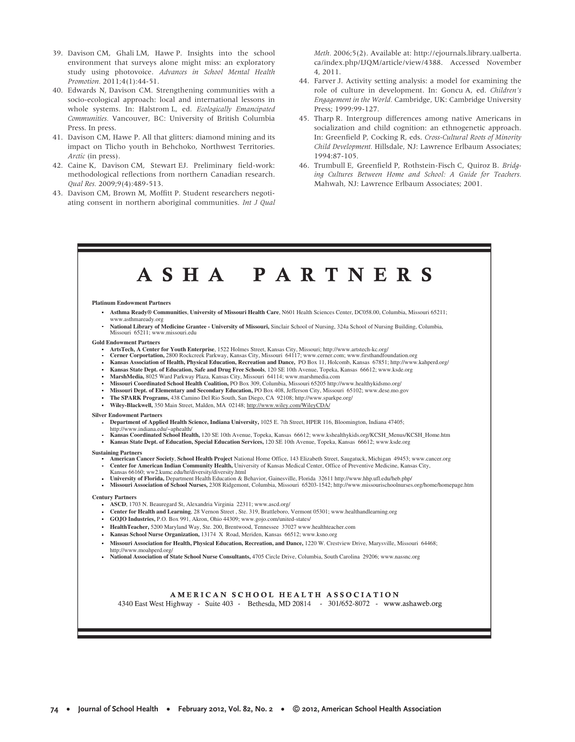39. Davison CM, Ghali LM, Hawe P. Insights into the school environment that surveys alone might miss: an exploratory study using photovoice. *Advances in School Mental Health Promotion.* 2011;4(1):44-51.
40. Edwards N, Davison CM. Strengthening communities with a socio-ecological approach: local and international lessons in whole systems. In: Halstrom L, ed. *Ecologically Emancipated Communities.* Vancouver, BC: University of British Columbia Press. In press.
41. Davison CM, Hawe P. All that glitters: diamond mining and its impact on Tlicho youth in Behchoko, Northwest Territories. *Arctic* (in press).
42. Caine K, Davison CM, Stewart EJ. Preliminary field-work: methodological reflections from northern Canadian research. *Qual Res.* 2009;9(4):489-513.
43. Davison CM, Brown M, Moffitt P. Student researchers negotiating consent in northern aboriginal communities. *Int J Qual Meth.* 2006;5(2). Available at: http://ejournals.library.ualberta.ca/index.php/IJQM/article/view/4388. Accessed November 4, 2011.
44. Farver J. Activity setting analysis: a model for examining the role of culture in development. In: Goncu A, ed. *Children's Engagement in the World.* Cambridge, UK: Cambridge University Press; 1999:99-127.
45. Tharp R. Intergroup differences among native Americans in socialization and child cognition: an ethnogenetic approach. In: Greenfield P, Cocking R, eds. *Cross-Cultural Roots of Minority Child Development.* Hillsdale, NJ: Lawrence Erlbaum Associates; 1994:87-105.
46. Trumbull E, Greenfield P, Rothstein-Fisch C, Quiroz B. *Bridging Cultures Between Home and School: A Guide for Teachers.* Mahwah, NJ: Lawrence Erlbaum Associates; 2001.

# ASHA PARTNERS

**Platinum Endowment Partners**

- **Asthma Ready® Communities**, **University of Missouri Health Care**, N601 Health Sciences Center, DC058.00, Columbia, Missouri 65211; www.asthmaready.org
- **National Library of Medicine Grantee - University of Missouri,** Sinclair School of Nursing, 324a School of Nursing Building, Columbia, Missouri 65211; www.missouri.edu

**Gold Endowment Partners**

- **ArtsTech, A Center for Youth Enterprise**, 1522 Holmes Street, Kansas City, Missouri; http://www.artstech-kc.org/
- **Cerner Corportation,** 2800 Rockcreek Parkway, Kansas City, Missouri 64117; www.cerner.com; www.firsthandfoundation.org
- **Kansas Association of Health, Physical Education, Recreation and Dance,** PO Box 11, Holcomb, Kansas 67851; http://www.kahperd.org/
- **Kansas State Dept. of Education, Safe and Drug Free Schools**, 120 SE 10th Avenue, Topeka, Kansas 66612; www.ksde.org
- **MarshMedia,** 8025 Ward Parkway Plaza, Kansas City, Missouri 64114; www.marshmedia.com
- **Missouri Coordinated School Health Coalition,** PO Box 309, Columbia, Missouri 65205 http://www.healthykidsmo.org/
- **Missouri Dept. of Elementary and Secondary Education,** PO Box 408, Jefferson City, Missouri 65102; www.dese.mo.gov
- **The SPARK Programs,** 438 Camino Del Rio South, San Diego, CA 92108; http://www.sparkpe.org/
- **Wiley-Blackwell,** 350 Main Street, Malden, MA 02148; http://www.wiley.com/WileyCDA/

**Silver Endowment Partners**

- **Department of Applied Health Science, Indiana University,** 1025 E. 7th Street, HPER 116, Bloomington, Indiana 47405; http://www.indiana.edu/~aphealth/
- **Kansas Coordinated School Health,** 120 SE 10th Avenue, Topeka, Kansas 66612; www.kshealthykids.org/KCSH_Menus/KCSH_Home.htm
- **Kansas State Dept. of Education, Special Education Services,** 120 SE 10th Avenue, Topeka, Kansas 66612; www.ksde.org

**Sustaining Partners**

- **American Cancer Society**, **School Health Project** National Home Office, 143 Elizabeth Street, Saugatuck, Michigan 49453; www.cancer.org
- **Center for American Indian Community Health,** University of Kansas Medical Center, Office of Preventive Medicine, Kansas City, Kansas 66160; ww2.kumc.edu/hr/diversity/diversity.html
- **University of Florida,** Department Health Education & Behavior, Gainesville, Florida 32611 http://www.hhp.ufl.edu/heb.php/
- **Missouri Association of School Nurses,** 2308 Ridgemont, Columbia, Missouri 65203-1542; http://www.missourischoolnurses.org/home/homepage.htm

**Century Partners**

- **ASCD**, 1703 N. Beauregard St, Alexandria Virginia 22311; www.ascd.org/
- **Center for Health and Learning**, 28 Vernon Street , Ste. 319, Brattleboro, Vermont 05301; www.healthandlearning.org
- **GOJO Industries,** P.O. Box 991, Akron, Ohio 44309; www.gojo.com/united-states/
- **HealthTeacher,** 5200 Maryland Way, Ste. 200, Brentwood, Tennessee 37027 www.healthteacher.com
- **Kansas School Nurse Organization,** 13174 X Road, Meriden, Kansas 66512; www.ksno.org
- **Missouri Association for Health, Physical Education, Recreation, and Dance,** 1220 W. Crestview Drive, Marysville, Missouri 64468; http://www.moahperd.org/
- **National Association of State School Nurse Consultants,** 4705 Circle Drive, Columbia, South Carolina 29206; www.nassnc.org

**AMERICAN SCHOOL HEALTH ASSOCIATION**

4340 East West Highway - Suite 403 - Bethesda, MD 20814 - 301/652-8072 - www.ashaweb.org